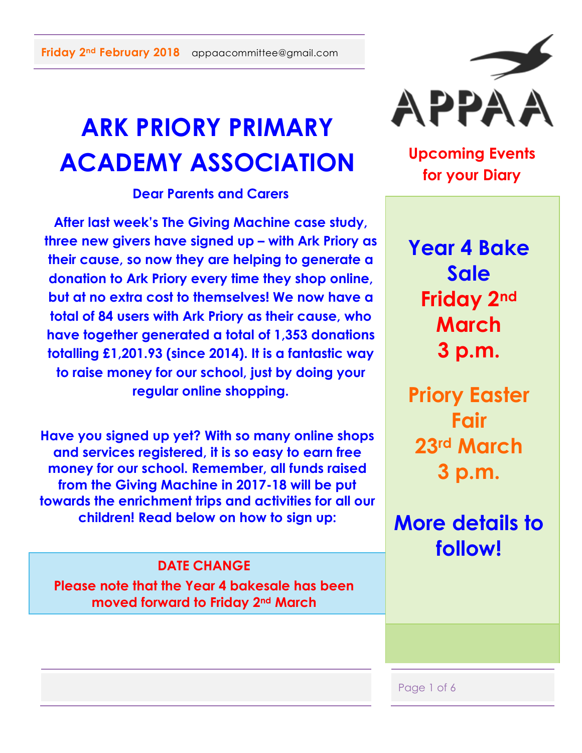Friday 2nd February 2018 appaacommittee@gmail.com

# ARK PRIORY PRIMARY ACADEMY ASSOCIATION

**Dear Parents and Carers**

**After last week's The Giving Machine case study, three new givers have signed up – with Ark Priory as their cause, so now they are helping to generate a donation to Ark Priory every time they shop online, but at no extra cost to themselves! We now have a total of 84 users with Ark Priory as their cause, who have together generated a total of 1,353 donations totalling £1,201.93 (since 2014). It is a fantastic way to raise money for our school, just by doing your regular online shopping.**

**Have you signed up yet? With so many online shops and services registered, it is so easy to earn free money for our school. Remember, all funds raised from the Giving Machine in 2017-18 will be put towards the enrichment trips and activities for all our children! Read below on how to sign up:**

**DATE CHANGE**

**Please note that the Year 4 bakesale has been moved forward to Friday 2nd March**

APPAA

## Upcoming Events for your Diary

**Year 4 Bake Sale**
**Friday 2nd March**
**3 p.m.**

**Priory Easter Fair**
**23rd March**
**3 p.m.**

**More details to follow!**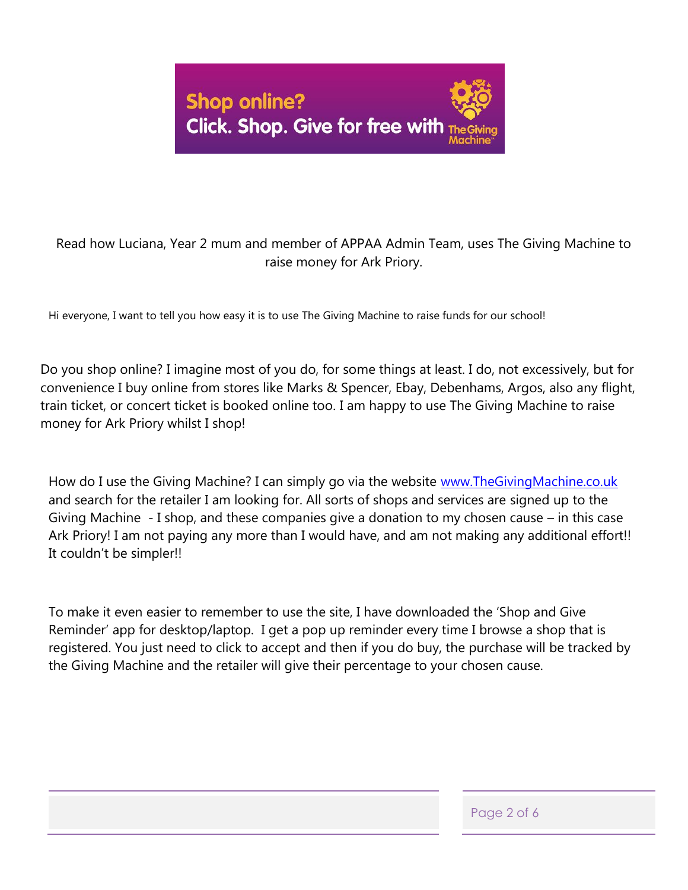Shop online?
Click. Shop. Give for free with The Giving Machine

Read how Luciana, Year 2 mum and member of APPAA Admin Team, uses The Giving Machine to raise money for Ark Priory.

Hi everyone, I want to tell you how easy it is to use The Giving Machine to raise funds for our school!

Do you shop online? I imagine most of you do, for some things at least. I do, not excessively, but for convenience I buy online from stores like Marks & Spencer, Ebay, Debenhams, Argos, also any flight, train ticket, or concert ticket is booked online too. I am happy to use The Giving Machine to raise money for Ark Priory whilst I shop!

How do I use the Giving Machine? I can simply go via the website [www.TheGivingMachine.co.uk](http://www.TheGivingMachine.co.uk) and search for the retailer I am looking for. All sorts of shops and services are signed up to the Giving Machine - I shop, and these companies give a donation to my chosen cause – in this case Ark Priory! I am not paying any more than I would have, and am not making any additional effort!! It couldn't be simpler!!

To make it even easier to remember to use the site, I have downloaded the 'Shop and Give Reminder' app for desktop/laptop. I get a pop up reminder every time I browse a shop that is registered. You just need to click to accept and then if you do buy, the purchase will be tracked by the Giving Machine and the retailer will give their percentage to your chosen cause.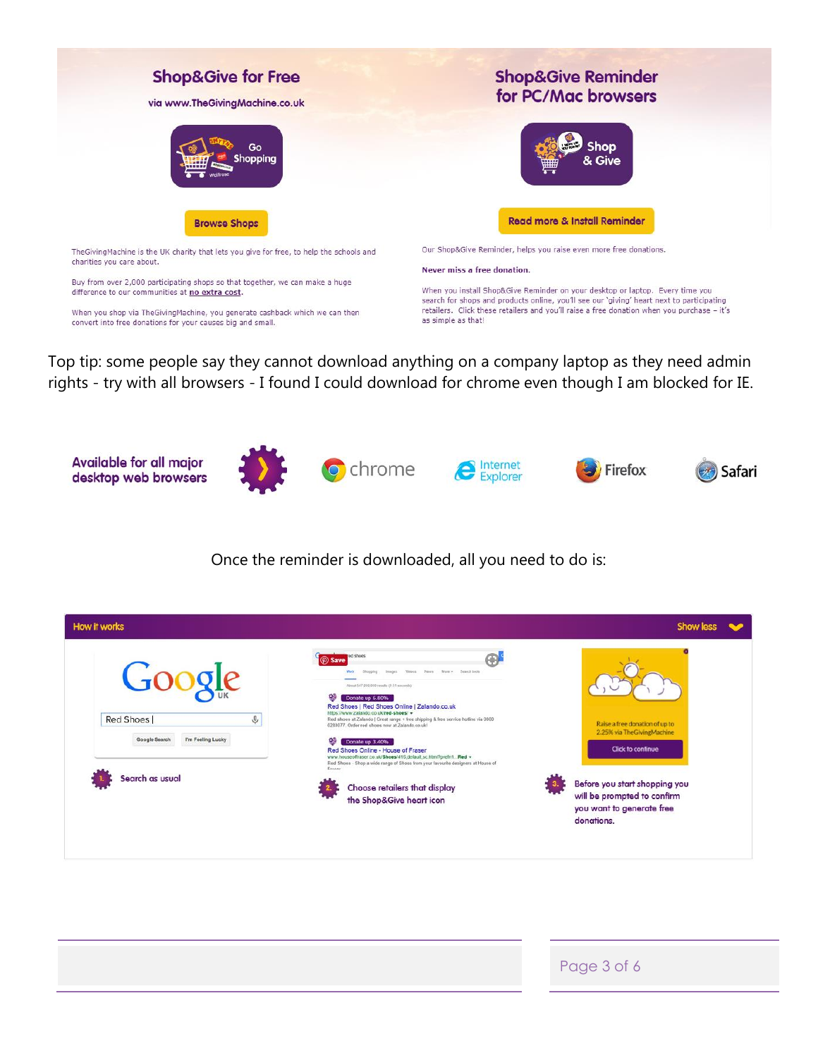## Shop&Give for Free

via www.TheGivingMachine.co.uk

Go Shopping

Browse Shops

TheGivingMachine is the UK charity that lets you give for free, to help the schools and charities you care about.

Buy from over 2,000 participating shops so that together, we can make a huge difference to our communities at **no extra cost**.

When you shop via TheGivingMachine, you generate cashback which we can then convert into free donations for your causes big and small.

## Shop&Give Reminder for PC/Mac browsers

Shop & Give

Read more & Install Reminder

Our Shop&Give Reminder, helps you raise even more free donations.

**Never miss a free donation.**

When you install Shop&Give Reminder on your desktop or laptop. Every time you search for shops and products online, you'll see our 'giving' heart next to participating retailers. Click these retailers and you'll raise a free donation when you purchase – it's as simple as that!

Top tip: some people say they cannot download anything on a company laptop as they need admin rights - try with all browsers - I found I could download for chrome even though I am blocked for IE.

Available for all major desktop web browsers

chrome | Internet Explorer | Firefox | Safari

Once the reminder is downloaded, all you need to do is:

**How it works**

1. Search as usual
2. Choose retailers that display the Shop&Give heart icon
3. Before you start shopping you will be prompted to confirm you want to generate free donations.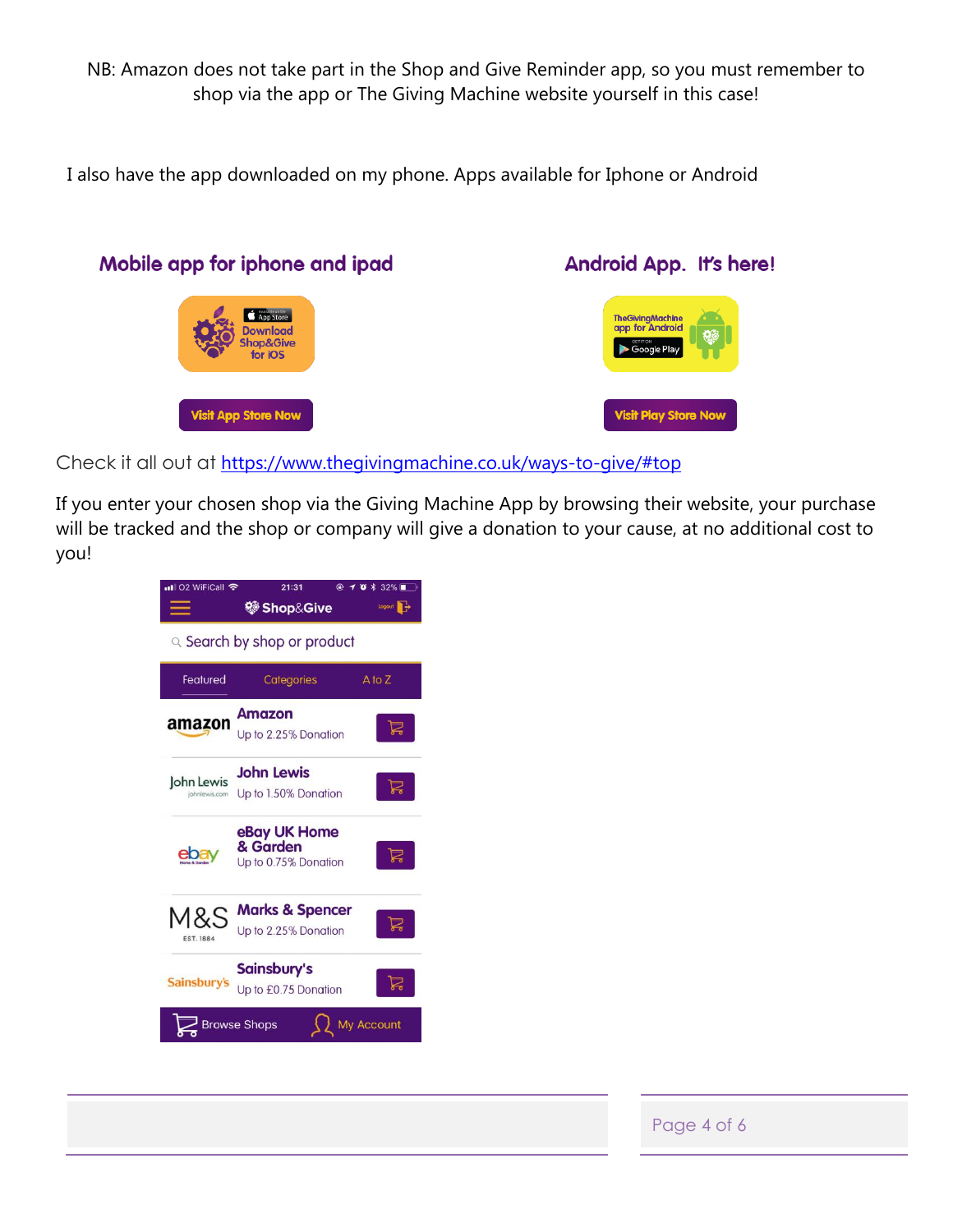NB: Amazon does not take part in the Shop and Give Reminder app, so you must remember to shop via the app or The Giving Machine website yourself in this case!

I also have the app downloaded on my phone. Apps available for Iphone or Android

**Mobile app for iphone and ipad**

Download Shop&Give for iOS

Visit App Store Now

**Android App. It's here!**

TheGivingMachine app for Android

Visit Play Store Now

Check it all out at https://www.thegivingmachine.co.uk/ways-to-give/#top

If you enter your chosen shop via the Giving Machine App by browsing their website, your purchase will be tracked and the shop or company will give a donation to your cause, at no additional cost to you!

Shop&Give

Search by shop or product

Featured | Categories | A to Z

Amazon
Up to 2.25% Donation

John Lewis
Up to 1.50% Donation

eBay UK Home & Garden
Up to 0.75% Donation

Marks & Spencer
Up to 2.25% Donation

Sainsbury's
Up to £0.75 Donation

Browse Shops | My Account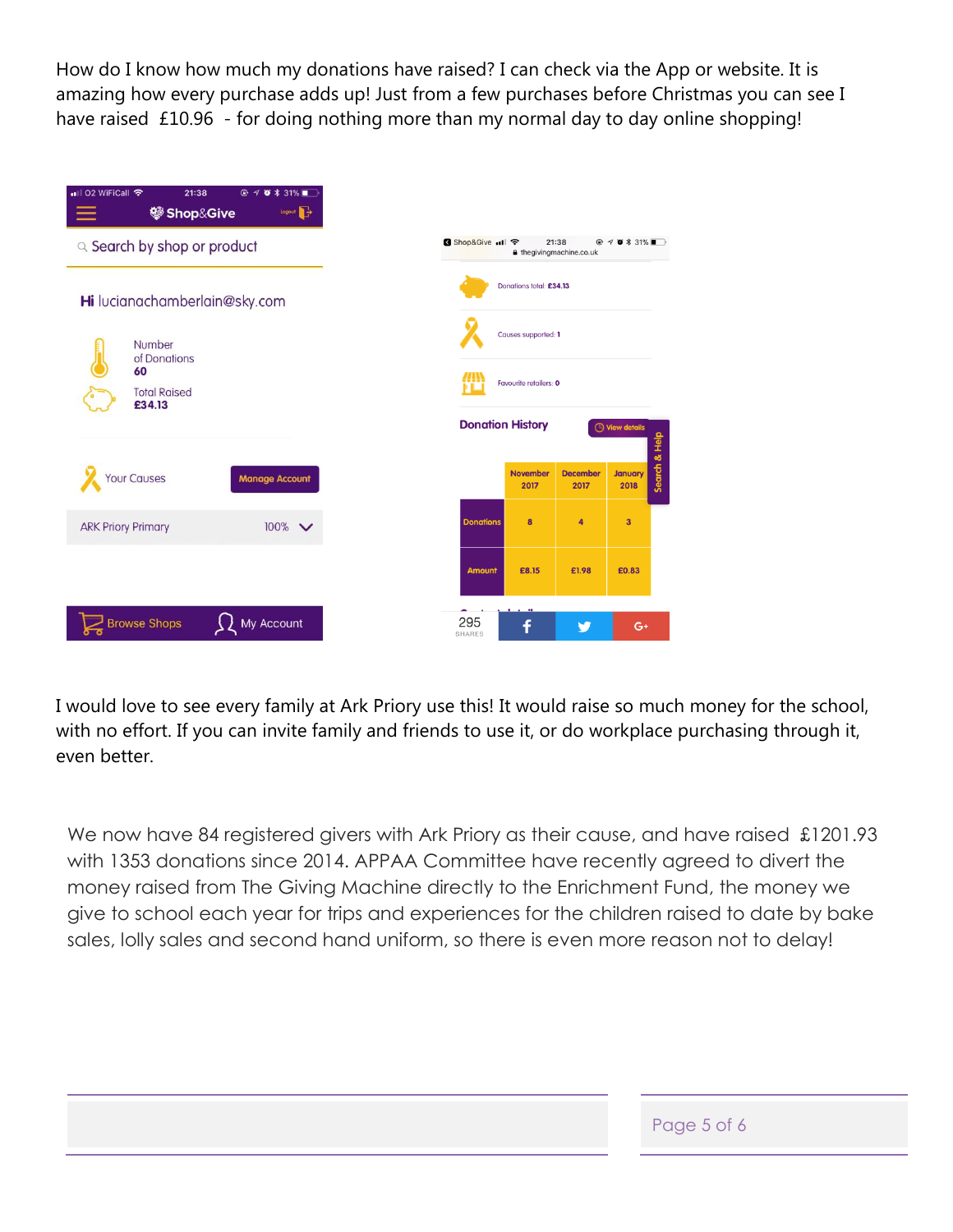How do I know how much my donations have raised? I can check via the App or website. It is amazing how every purchase adds up! Just from a few purchases before Christmas you can see I have raised £10.96 - for doing nothing more than my normal day to day online shopping!

Shop&Give

Search by shop or product

Hi lucianachamberlain@sky.com

Number of Donations
60

Total Raised
£34.13

Your Causes

Manage Account

ARK Priory Primary 100%

Browse Shops

My Account

thegivingmachine.co.uk

Donations total: £34.13

Causes supported: 1

Favourite retailers: 0

Donation History

View details

| | November 2017 | December 2017 | January 2018 |
|---|---|---|---|
| Donations | 8 | 4 | 3 |
| Amount | £8.15 | £1.98 | £0.83 |

295 SHARES

I would love to see every family at Ark Priory use this! It would raise so much money for the school, with no effort. If you can invite family and friends to use it, or do workplace purchasing through it, even better.

We now have 84 registered givers with Ark Priory as their cause, and have raised £1201.93 with 1353 donations since 2014. APPAA Committee have recently agreed to divert the money raised from The Giving Machine directly to the Enrichment Fund, the money we give to school each year for trips and experiences for the children raised to date by bake sales, lolly sales and second hand uniform, so there is even more reason not to delay!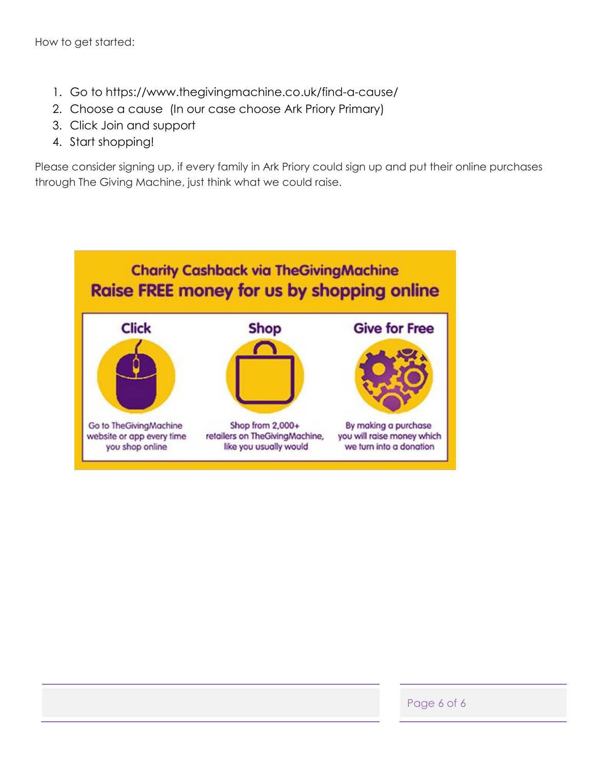How to get started:

1. Go to https://www.thegivingmachine.co.uk/find-a-cause/
2. Choose a cause (In our case choose Ark Priory Primary)
3. Click Join and support
4. Start shopping!

Please consider signing up, if every family in Ark Priory could sign up and put their online purchases through The Giving Machine, just think what we could raise.

**Charity Cashback via TheGivingMachine**
**Raise FREE money for us by shopping online**

**Click**
Go to TheGivingMachine website or app every time you shop online

**Shop**
Shop from 2,000+ retailers on TheGivingMachine, like you usually would

**Give for Free**
By making a purchase you will raise money which we turn into a donation